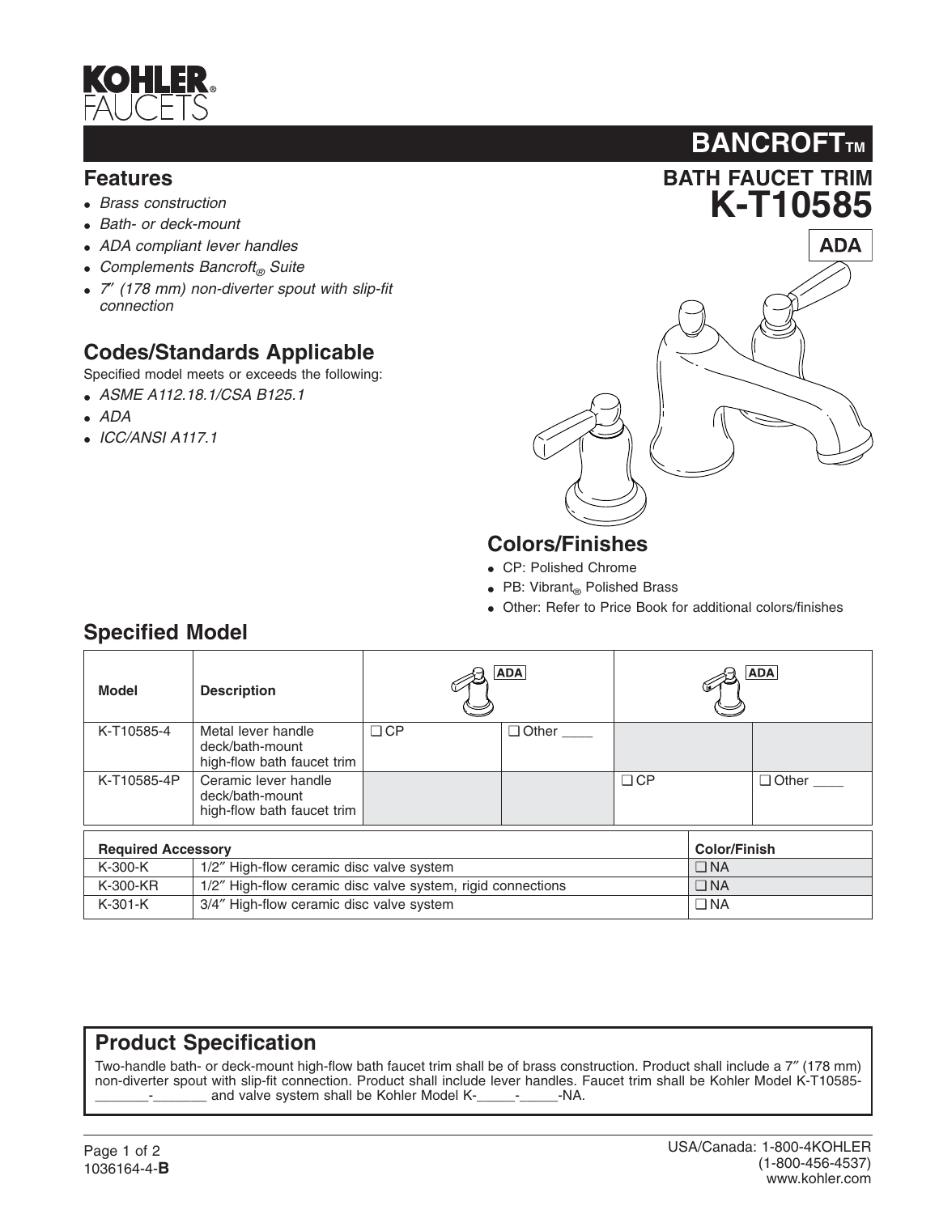KOHLER® FAUCETS

# BANCROFT™

## BATH FAUCET TRIM
# K-T10585

ADA

## Features

- *Brass construction*
- *Bath- or deck-mount*
- *ADA compliant lever handles*
- *Complements Bancroft® Suite*
- *7″ (178 mm) non-diverter spout with slip-fit connection*

## Codes/Standards Applicable

Specified model meets or exceeds the following:

- *ASME A112.18.1/CSA B125.1*
- *ADA*
- *ICC/ANSI A117.1*

## Colors/Finishes

- CP: Polished Chrome
- PB: Vibrant® Polished Brass
- Other: Refer to Price Book for additional colors/finishes

## Specified Model

| Model | Description | ADA (metal lever) | | ADA (ceramic lever) | |
|---|---|---|---|---|---|
| K-T10585-4 | Metal lever handle deck/bath-mount high-flow bath faucet trim | ❑ CP | ❑ Other ____ | | |
| K-T10585-4P | Ceramic lever handle deck/bath-mount high-flow bath faucet trim | | | ❑ CP | ❑ Other ____ |

| Required Accessory | | Color/Finish |
|---|---|---|
| K-300-K | 1/2″ High-flow ceramic disc valve system | ❑ NA |
| K-300-KR | 1/2″ High-flow ceramic disc valve system, rigid connections | ❑ NA |
| K-301-K | 3/4″ High-flow ceramic disc valve system | ❑ NA |

## Product Specification

Two-handle bath- or deck-mount high-flow bath faucet trim shall be of brass construction. Product shall include a 7″ (178 mm) non-diverter spout with slip-fit connection. Product shall include lever handles. Faucet trim shall be Kohler Model K-T10585-_______-_______ and valve system shall be Kohler Model K-_____-_____-NA.

1036164-4-**B**

USA/Canada: 1-800-4KOHLER
(1-800-456-4537)
www.kohler.com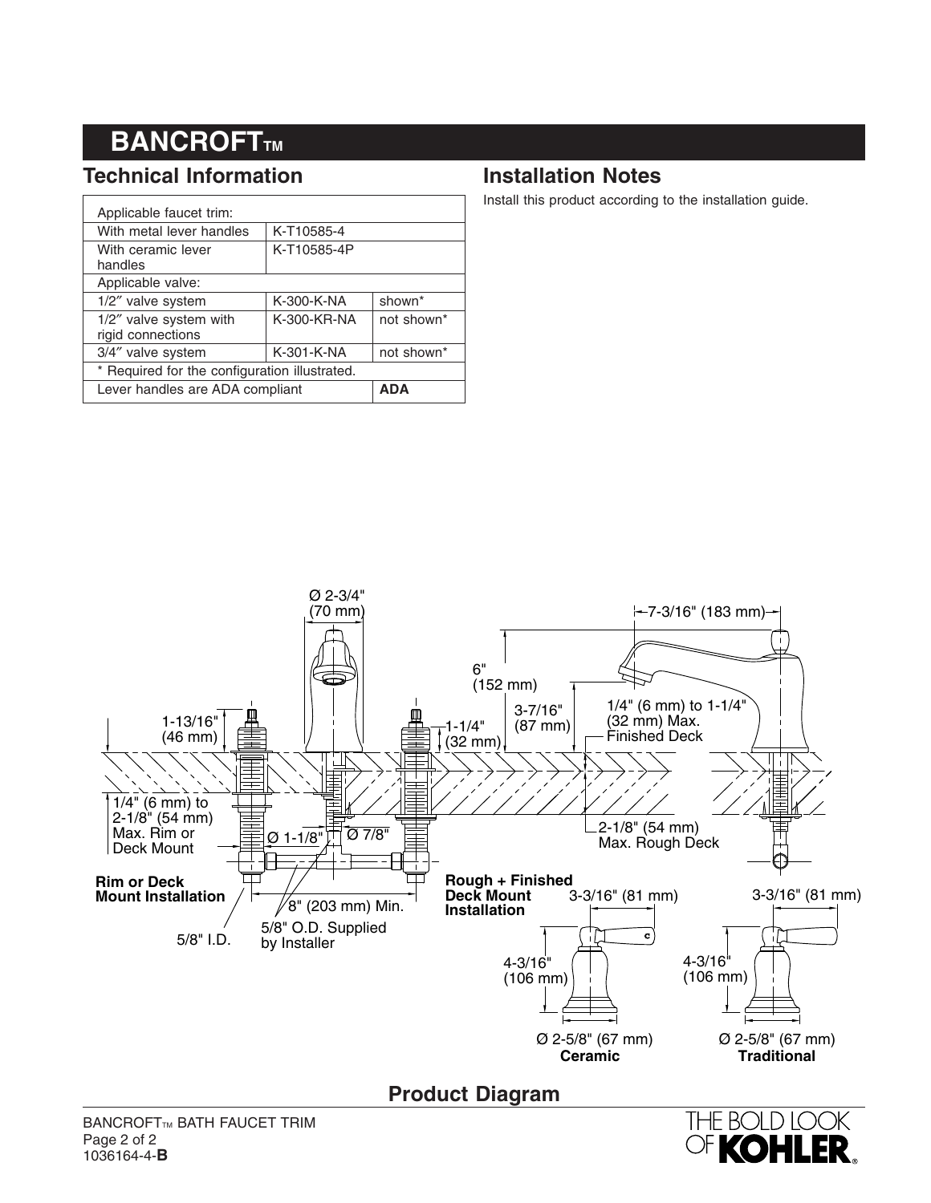# BANCROFT™

## Technical Information

| | | |
|---|---|---|
| Applicable faucet trim: | | |
| With metal lever handles | K-T10585-4 | |
| With ceramic lever handles | K-T10585-4P | |
| Applicable valve: | | |
| 1/2″ valve system | K-300-K-NA | shown* |
| 1/2″ valve system with rigid connections | K-300-KR-NA | not shown* |
| 3/4″ valve system | K-301-K-NA | not shown* |
| * Required for the configuration illustrated. | | |
| Lever handles are ADA compliant | | **ADA** |

## Installation Notes

Install this product according to the installation guide.

Ø 2-3/4" (70 mm)

7-3/16" (183 mm)

6" (152 mm)

3-7/16" (87 mm)

1/4" (6 mm) to 1-1/4" (32 mm) Max. Finished Deck

1-13/16" (46 mm)

1-1/4" (32 mm)

1/4" (6 mm) to 2-1/8" (54 mm) Max. Rim or Deck Mount

Ø 1-1/8"

Ø 7/8"

2-1/8" (54 mm) Max. Rough Deck

**Rim or Deck Mount Installation**

8" (203 mm) Min.

5/8" I.D.

5/8" O.D. Supplied by Installer

**Rough + Finished Deck Mount Installation**

3-3/16" (81 mm)

3-3/16" (81 mm)

4-3/16" (106 mm)

4-3/16" (106 mm)

Ø 2-5/8" (67 mm)
**Ceramic**

Ø 2-5/8" (67 mm)
**Traditional**

## Product Diagram

BANCROFT™ BATH FAUCET TRIM

1036164-4-**B**